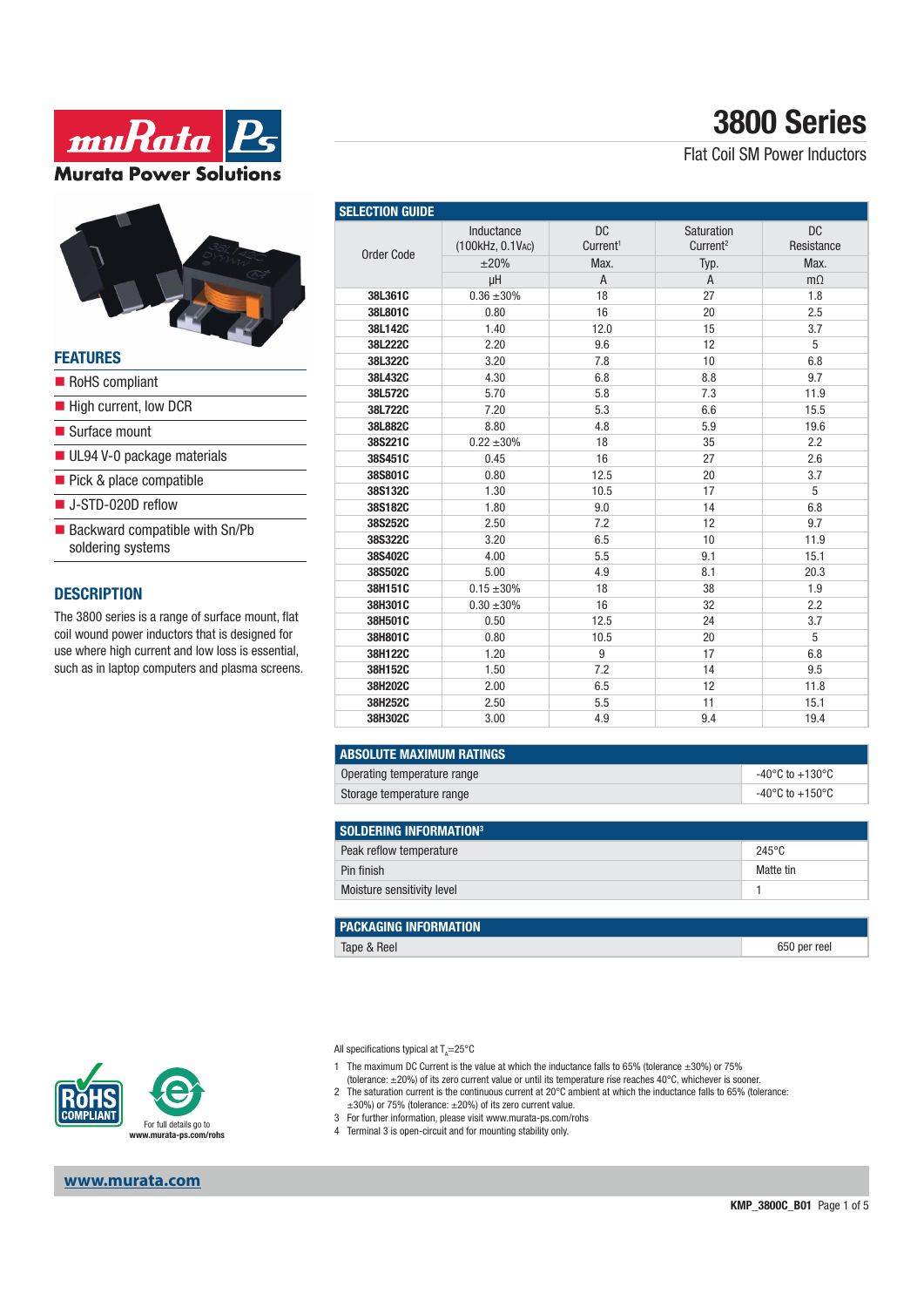# 3800 Series

Flat Coil SM Power Inductors

## FEATURES

- RoHS compliant
- High current, low DCR
- Surface mount
- UL94 V-0 package materials
- Pick & place compatible
- J-STD-020D reflow
- Backward compatible with Sn/Pb soldering systems

## DESCRIPTION

The 3800 series is a range of surface mount, flat coil wound power inductors that is designed for use where high current and low loss is essential, such as in laptop computers and plasma screens.

## SELECTION GUIDE

| Order Code | Inductance (100kHz, 0.1VAC) | DC Current[1] | Saturation Current[2] | DC Resistance |
|---|---|---|---|---|
| | ±20% | Max. | Typ. | Max. |
| | µH | A | A | mΩ |
| 38L361C | 0.36 ±30% | 18 | 27 | 1.8 |
| 38L801C | 0.80 | 16 | 20 | 2.5 |
| 38L142C | 1.40 | 12.0 | 15 | 3.7 |
| 38L222C | 2.20 | 9.6 | 12 | 5 |
| 38L322C | 3.20 | 7.8 | 10 | 6.8 |
| 38L432C | 4.30 | 6.8 | 8.8 | 9.7 |
| 38L572C | 5.70 | 5.8 | 7.3 | 11.9 |
| 38L722C | 7.20 | 5.3 | 6.6 | 15.5 |
| 38L882C | 8.80 | 4.8 | 5.9 | 19.6 |
| 38S221C | 0.22 ±30% | 18 | 35 | 2.2 |
| 38S451C | 0.45 | 16 | 27 | 2.6 |
| 38S801C | 0.80 | 12.5 | 20 | 3.7 |
| 38S132C | 1.30 | 10.5 | 17 | 5 |
| 38S182C | 1.80 | 9.0 | 14 | 6.8 |
| 38S252C | 2.50 | 7.2 | 12 | 9.7 |
| 38S322C | 3.20 | 6.5 | 10 | 11.9 |
| 38S402C | 4.00 | 5.5 | 9.1 | 15.1 |
| 38S502C | 5.00 | 4.9 | 8.1 | 20.3 |
| 38H151C | 0.15 ±30% | 18 | 38 | 1.9 |
| 38H301C | 0.30 ±30% | 16 | 32 | 2.2 |
| 38H501C | 0.50 | 12.5 | 24 | 3.7 |
| 38H801C | 0.80 | 10.5 | 20 | 5 |
| 38H122C | 1.20 | 9 | 17 | 6.8 |
| 38H152C | 1.50 | 7.2 | 14 | 9.5 |
| 38H202C | 2.00 | 6.5 | 12 | 11.8 |
| 38H252C | 2.50 | 5.5 | 11 | 15.1 |
| 38H302C | 3.00 | 4.9 | 9.4 | 19.4 |

## ABSOLUTE MAXIMUM RATINGS

| | |
|---|---|
| Operating temperature range | -40°C to +130°C |
| Storage temperature range | -40°C to +150°C |

## SOLDERING INFORMATION[3]

| | |
|---|---|
| Peak reflow temperature | 245°C |
| Pin finish | Matte tin |
| Moisture sensitivity level | 1 |

## PACKAGING INFORMATION

| | |
|---|---|
| Tape & Reel | 650 per reel |

For full details go to www.murata-ps.com/rohs

All specifications typical at $T_A$=25°C

1. The maximum DC Current is the value at which the inductance falls to 65% (tolerance ±30%) or 75% (tolerance: ±20%) of its zero current value or until its temperature rise reaches 40°C, whichever is sooner.
2. The saturation current is the continuous current at 20°C ambient at which the inductance falls to 65% (tolerance: ±30%) or 75% (tolerance: ±20%) of its zero current value.
3. For further information, please visit www.murata-ps.com/rohs
4. Terminal 3 is open-circuit and for mounting stability only.

www.murata.com

KMP_3800C_B01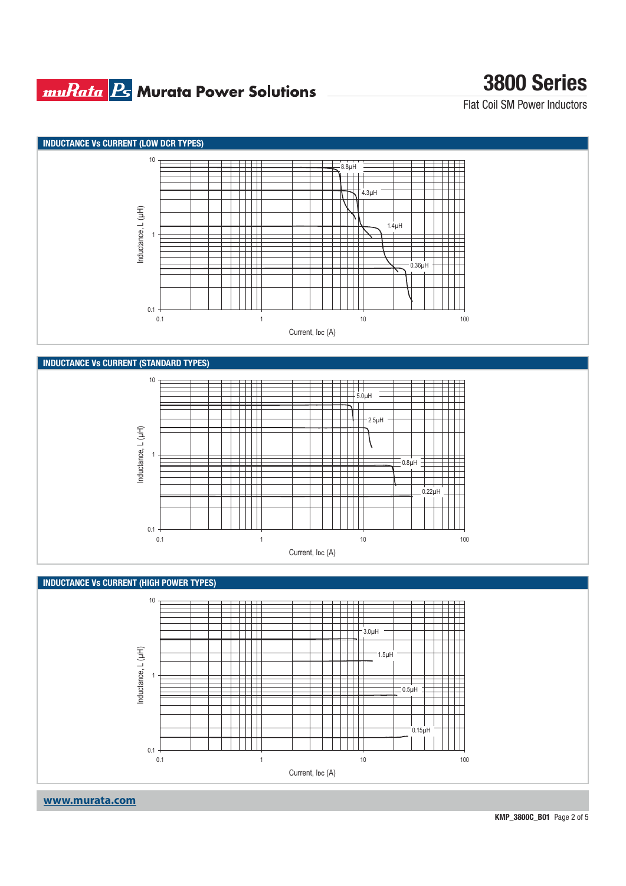## INDUCTANCE Vs CURRENT (LOW DCR TYPES)

Inductance, L (µH)

10

1

0.1

0.1 1 10 100

Current, IDC (A)

8.8µH

4.3µH

1.4µH

0.36µH

## INDUCTANCE Vs CURRENT (STANDARD TYPES)

Inductance, L (µH)

10

1

0.1

0.1 1 10 100

Current, IDC (A)

5.0µH

2.5µH

0.8µH

0.22µH

## INDUCTANCE Vs CURRENT (HIGH POWER TYPES)

Inductance, L (µH)

10

1

0.1

0.1 1 10 100

Current, IDC (A)

3.0µH

1.5µH

0.5µH

0.15µH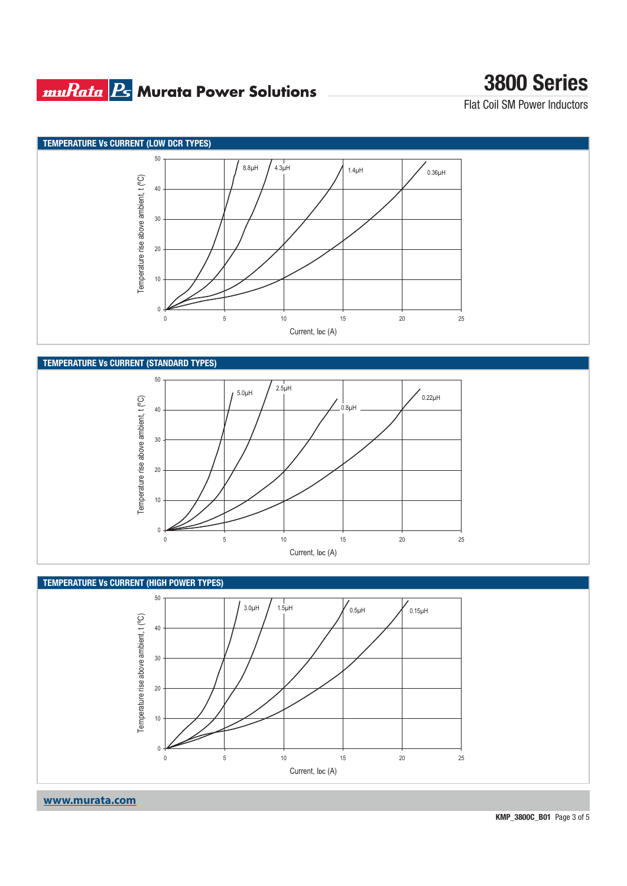## TEMPERATURE Vs CURRENT (LOW DCR TYPES)

Temperature rise above ambient, t (ºC)

Current, IDC (A)

8.8µH, 4.3µH, 1.4µH, 0.36µH

## TEMPERATURE Vs CURRENT (STANDARD TYPES)

Temperature rise above ambient, t (ºC)

Current, IDC (A)

5.0µH, 2.5µH, 0.8µH, 0.22µH

## TEMPERATURE Vs CURRENT (HIGH POWER TYPES)

Temperature rise above ambient, t (ºC)

Current, IDC (A)

3.0µH, 1.5µH, 0.5µH, 0.15µH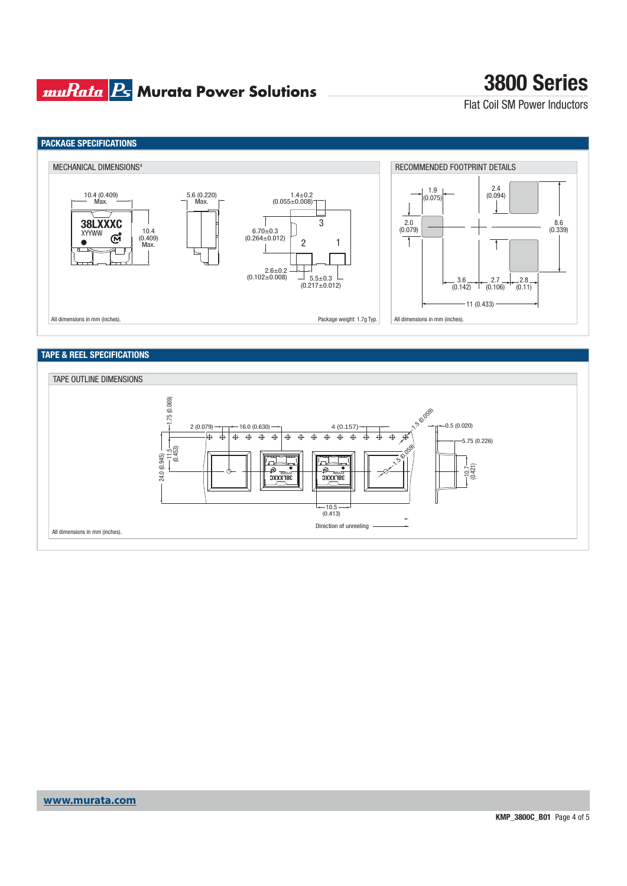## PACKAGE SPECIFICATIONS

### MECHANICAL DIMENSIONS[4]

10.4 (0.409) Max.

5.6 (0.220) Max.

1.4±0.2 (0.055±0.008)

38LXXXC
XYYWW

10.4 (0.409) Max.

6.70±0.3 (0.264±0.012)

3

2

1

2.6±0.2 (0.102±0.008)

5.5±0.3 (0.217±0.012)

All dimensions in mm (inches).

Package weight: 1.7g Typ.

### RECOMMENDED FOOTPRINT DETAILS

1.9 (0.075)

2.4 (0.094)

2.0 (0.079)

8.6 (0.339)

3.6 (0.142)

2.7 (0.106)

2.8 (0.11)

11 (0.433)

All dimensions in mm (inches).

## TAPE & REEL SPECIFICATIONS

### TAPE OUTLINE DIMENSIONS

1.75 (0.069)

2 (0.079)

16.0 (0.630)

4 (0.157)

1.5 (0.059)

0.5 (0.020)

5.75 (0.226)

24.0 (0.945)

11.5 (0.453)

1.5 (0.059)

10.7 (0.421)

10.5 (0.413)

Direction of unreeling

All dimensions in mm (inches).

**www.murata.com**

**KMP_3800C_B01**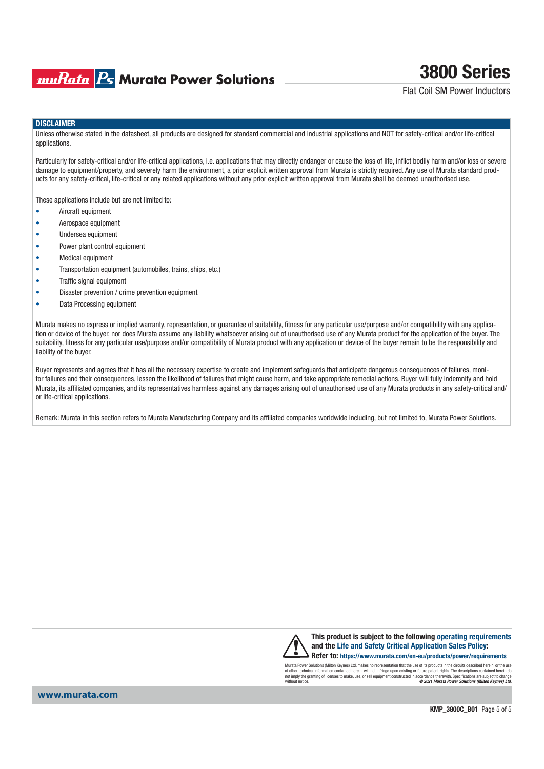## DISCLAIMER

Unless otherwise stated in the datasheet, all products are designed for standard commercial and industrial applications and NOT for safety-critical and/or life-critical applications.

Particularly for safety-critical and/or life-critical applications, i.e. applications that may directly endanger or cause the loss of life, inflict bodily harm and/or loss or severe damage to equipment/property, and severely harm the environment, a prior explicit written approval from Murata is strictly required. Any use of Murata standard products for any safety-critical, life-critical or any related applications without any prior explicit written approval from Murata shall be deemed unauthorised use.

These applications include but are not limited to:

- Aircraft equipment
- Aerospace equipment
- Undersea equipment
- Power plant control equipment
- Medical equipment
- Transportation equipment (automobiles, trains, ships, etc.)
- Traffic signal equipment
- Disaster prevention / crime prevention equipment
- Data Processing equipment

Murata makes no express or implied warranty, representation, or guarantee of suitability, fitness for any particular use/purpose and/or compatibility with any application or device of the buyer, nor does Murata assume any liability whatsoever arising out of unauthorised use of any Murata product for the application of the buyer. The suitability, fitness for any particular use/purpose and/or compatibility of Murata product with any application or device of the buyer remain to be the responsibility and liability of the buyer.

Buyer represents and agrees that it has all the necessary expertise to create and implement safeguards that anticipate dangerous consequences of failures, monitor failures and their consequences, lessen the likelihood of failures that might cause harm, and take appropriate remedial actions. Buyer will fully indemnify and hold Murata, its affiliated companies, and its representatives harmless against any damages arising out of unauthorised use of any Murata products in any safety-critical and/or life-critical applications.

Remark: Murata in this section refers to Murata Manufacturing Company and its affiliated companies worldwide including, but not limited to, Murata Power Solutions.

**This product is subject to the following operating requirements and the Life and Safety Critical Application Sales Policy:**
**Refer to: https://www.murata.com/en-eu/products/power/requirements**

Murata Power Solutions (Milton Keynes) Ltd. makes no representation that the use of its products in the circuits described herein, or the use of other technical information contained herein, will not infringe upon existing or future patent rights. The descriptions contained herein do not imply the granting of licenses to make, use, or sell equipment constructed in accordance therewith. Specifications are subject to change without notice.
***© 2021 Murata Power Solutions (Milton Keynes) Ltd.***